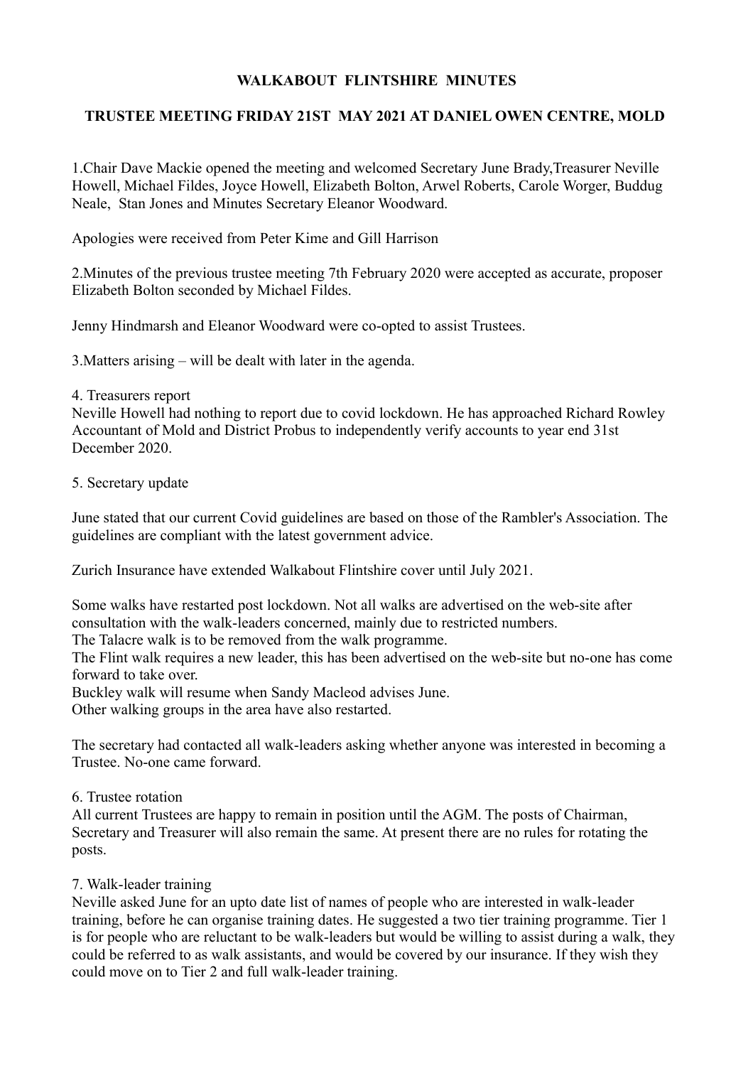**WALKABOUT FLINTSHIRE MINUTES**

**TRUSTEE MEETING FRIDAY 21ST MAY 2021 AT DANIEL OWEN CENTRE, MOLD**

1.Chair Dave Mackie opened the meeting and welcomed Secretary June Brady,Treasurer Neville Howell, Michael Fildes, Joyce Howell, Elizabeth Bolton, Arwel Roberts, Carole Worger, Buddug Neale, Stan Jones and Minutes Secretary Eleanor Woodward.

Apologies were received from Peter Kime and Gill Harrison

2.Minutes of the previous trustee meeting 7th February 2020 were accepted as accurate, proposer Elizabeth Bolton seconded by Michael Fildes.

Jenny Hindmarsh and Eleanor Woodward were co-opted to assist Trustees.

3.Matters arising – will be dealt with later in the agenda.

4. Treasurers report
Neville Howell had nothing to report due to covid lockdown. He has approached Richard Rowley Accountant of Mold and District Probus to independently verify accounts to year end 31st December 2020.

5. Secretary update

June stated that our current Covid guidelines are based on those of the Rambler's Association. The guidelines are compliant with the latest government advice.

Zurich Insurance have extended Walkabout Flintshire cover until July 2021.

Some walks have restarted post lockdown. Not all walks are advertised on the web-site after consultation with the walk-leaders concerned, mainly due to restricted numbers.
The Talacre walk is to be removed from the walk programme.
The Flint walk requires a new leader, this has been advertised on the web-site but no-one has come forward to take over.
Buckley walk will resume when Sandy Macleod advises June.
Other walking groups in the area have also restarted.

The secretary had contacted all walk-leaders asking whether anyone was interested in becoming a Trustee. No-one came forward.

6. Trustee rotation
All current Trustees are happy to remain in position until the AGM. The posts of Chairman, Secretary and Treasurer will also remain the same. At present there are no rules for rotating the posts.

7. Walk-leader training
Neville asked June for an upto date list of names of people who are interested in walk-leader training, before he can organise training dates. He suggested a two tier training programme. Tier 1 is for people who are reluctant to be walk-leaders but would be willing to assist during a walk, they could be referred to as walk assistants, and would be covered by our insurance. If they wish they could move on to Tier 2 and full walk-leader training.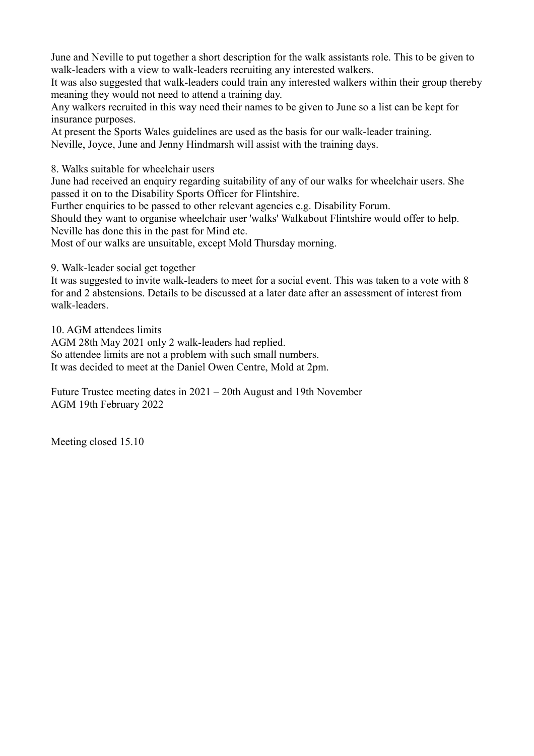June and Neville to put together a short description for the walk assistants role. This to be given to walk-leaders with a view to walk-leaders recruiting any interested walkers.
It was also suggested that walk-leaders could train any interested walkers within their group thereby meaning they would not need to attend a training day.
Any walkers recruited in this way need their names to be given to June so a list can be kept for insurance purposes.
At present the Sports Wales guidelines are used as the basis for our walk-leader training.
Neville, Joyce, June and Jenny Hindmarsh will assist with the training days.

8. Walks suitable for wheelchair users
June had received an enquiry regarding suitability of any of our walks for wheelchair users. She passed it on to the Disability Sports Officer for Flintshire.
Further enquiries to be passed to other relevant agencies e.g. Disability Forum.
Should they want to organise wheelchair user 'walks' Walkabout Flintshire would offer to help.
Neville has done this in the past for Mind etc.
Most of our walks are unsuitable, except Mold Thursday morning.

9. Walk-leader social get together
It was suggested to invite walk-leaders to meet for a social event. This was taken to a vote with 8 for and 2 abstensions. Details to be discussed at a later date after an assessment of interest from walk-leaders.

10. AGM attendees limits
AGM 28th May 2021 only 2 walk-leaders had replied.
So attendee limits are not a problem with such small numbers.
It was decided to meet at the Daniel Owen Centre, Mold at 2pm.

Future Trustee meeting dates in 2021 – 20th August and 19th November
AGM 19th February 2022

Meeting closed 15.10